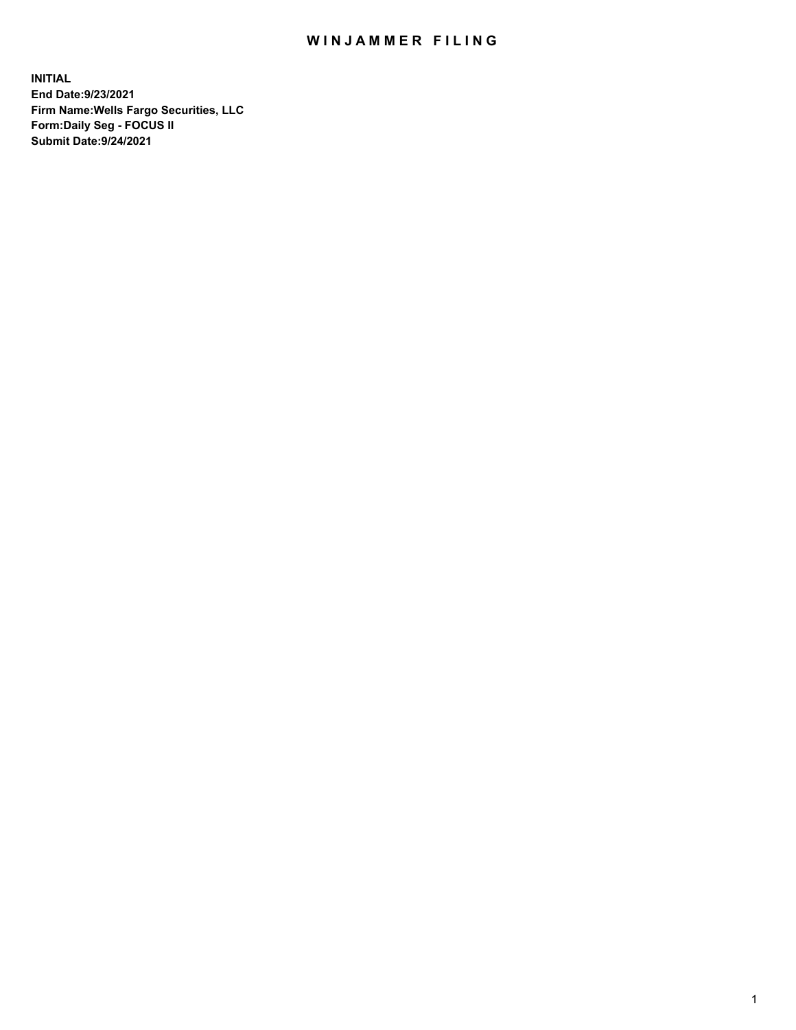# WINJAMMER FILING

**INITIAL**
**End Date:9/23/2021**
**Firm Name:Wells Fargo Securities, LLC**
**Form:Daily Seg - FOCUS II**
**Submit Date:9/24/2021**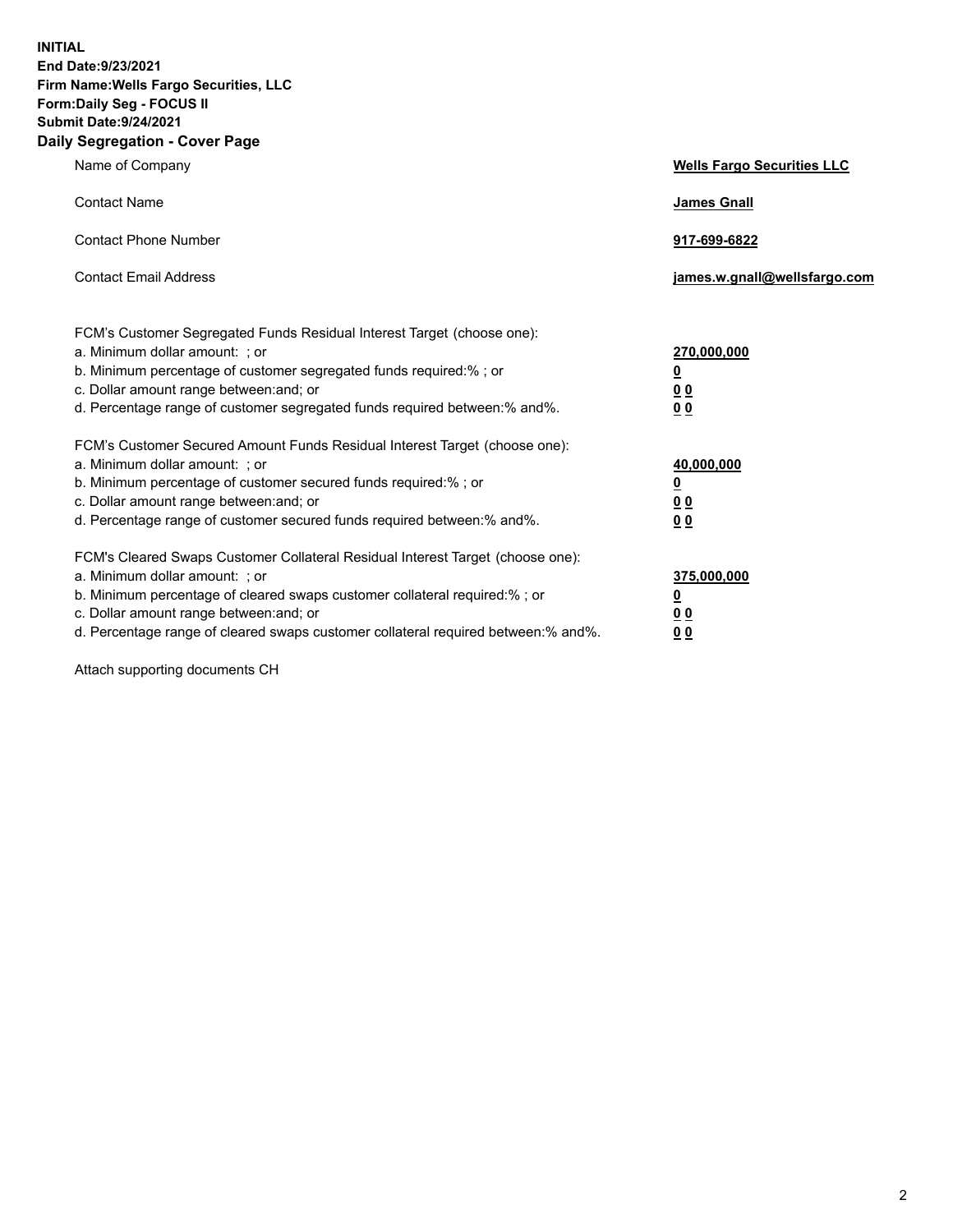**INITIAL**
**End Date:9/23/2021**
**Firm Name:Wells Fargo Securities, LLC**
**Form:Daily Seg - FOCUS II**
**Submit Date:9/24/2021**

## Daily Segregation - Cover Page

| | |
|---|---|
| Name of Company | **Wells Fargo Securities LLC** |
| Contact Name | **James Gnall** |
| Contact Phone Number | **917-699-6822** |
| Contact Email Address | **james.w.gnall@wellsfargo.com** |

| | |
|---|---|
| FCM's Customer Segregated Funds Residual Interest Target (choose one): | |
| a. Minimum dollar amount: ; or | **270,000,000** |
| b. Minimum percentage of customer segregated funds required:% ; or | **0** |
| c. Dollar amount range between:and; or | **0 0** |
| d. Percentage range of customer segregated funds required between:% and%. | **0 0** |
| FCM's Customer Secured Amount Funds Residual Interest Target (choose one): | |
| a. Minimum dollar amount: ; or | **40,000,000** |
| b. Minimum percentage of customer secured funds required:% ; or | **0** |
| c. Dollar amount range between:and; or | **0 0** |
| d. Percentage range of customer secured funds required between:% and%. | **0 0** |
| FCM's Cleared Swaps Customer Collateral Residual Interest Target (choose one): | |
| a. Minimum dollar amount: ; or | **375,000,000** |
| b. Minimum percentage of cleared swaps customer collateral required:% ; or | **0** |
| c. Dollar amount range between:and; or | **0 0** |
| d. Percentage range of cleared swaps customer collateral required between:% and%. | **0 0** |

Attach supporting documents CH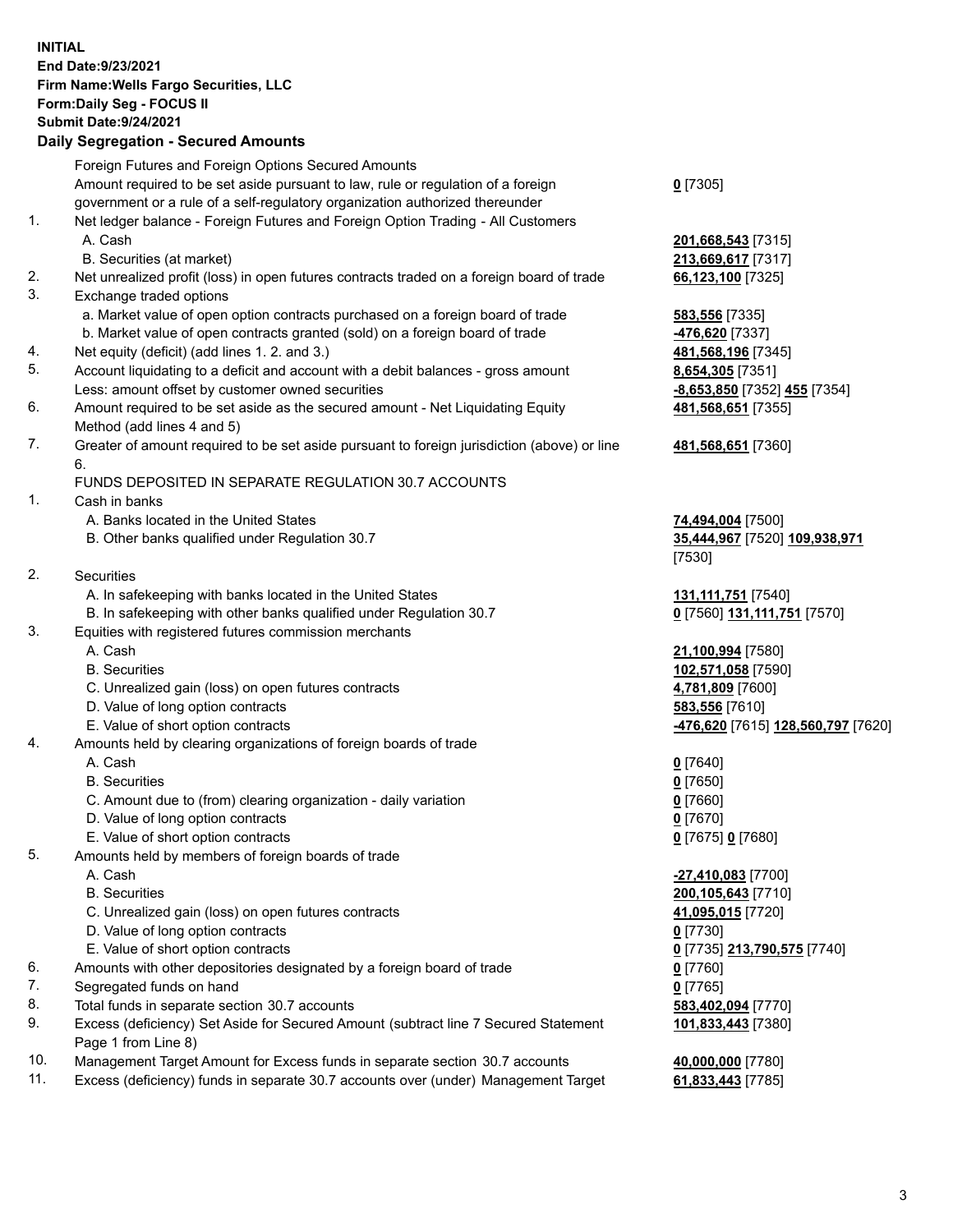**INITIAL**
**End Date:9/23/2021**
**Firm Name:Wells Fargo Securities, LLC**
**Form:Daily Seg - FOCUS II**
**Submit Date:9/24/2021**

## Daily Segregation - Secured Amounts

| | | |
|---|---|---|
| | Foreign Futures and Foreign Options Secured Amounts | |
| | Amount required to be set aside pursuant to law, rule or regulation of a foreign government or a rule of a self-regulatory organization authorized thereunder | **0** [7305] |
| 1. | Net ledger balance - Foreign Futures and Foreign Option Trading - All Customers | |
| | A. Cash | **201,668,543** [7315] |
| | B. Securities (at market) | **213,669,617** [7317] |
| 2. | Net unrealized profit (loss) in open futures contracts traded on a foreign board of trade | **66,123,100** [7325] |
| 3. | Exchange traded options | |
| | a. Market value of open option contracts purchased on a foreign board of trade | **583,556** [7335] |
| | b. Market value of open contracts granted (sold) on a foreign board of trade | **-476,620** [7337] |
| 4. | Net equity (deficit) (add lines 1. 2. and 3.) | **481,568,196** [7345] |
| 5. | Account liquidating to a deficit and account with a debit balances - gross amount | **8,654,305** [7351] |
| | Less: amount offset by customer owned securities | **-8,653,850** [7352] **455** [7354] |
| 6. | Amount required to be set aside as the secured amount - Net Liquidating Equity Method (add lines 4 and 5) | **481,568,651** [7355] |
| 7. | Greater of amount required to be set aside pursuant to foreign jurisdiction (above) or line 6. | **481,568,651** [7360] |
| | FUNDS DEPOSITED IN SEPARATE REGULATION 30.7 ACCOUNTS | |
| 1. | Cash in banks | |
| | A. Banks located in the United States | **74,494,004** [7500] |
| | B. Other banks qualified under Regulation 30.7 | **35,444,967** [7520] **109,938,971** [7530] |
| 2. | Securities | |
| | A. In safekeeping with banks located in the United States | **131,111,751** [7540] |
| | B. In safekeeping with other banks qualified under Regulation 30.7 | **0** [7560] **131,111,751** [7570] |
| 3. | Equities with registered futures commission merchants | |
| | A. Cash | **21,100,994** [7580] |
| | B. Securities | **102,571,058** [7590] |
| | C. Unrealized gain (loss) on open futures contracts | **4,781,809** [7600] |
| | D. Value of long option contracts | **583,556** [7610] |
| | E. Value of short option contracts | **-476,620** [7615] **128,560,797** [7620] |
| 4. | Amounts held by clearing organizations of foreign boards of trade | |
| | A. Cash | **0** [7640] |
| | B. Securities | **0** [7650] |
| | C. Amount due to (from) clearing organization - daily variation | **0** [7660] |
| | D. Value of long option contracts | **0** [7670] |
| | E. Value of short option contracts | **0** [7675] **0** [7680] |
| 5. | Amounts held by members of foreign boards of trade | |
| | A. Cash | **-27,410,083** [7700] |
| | B. Securities | **200,105,643** [7710] |
| | C. Unrealized gain (loss) on open futures contracts | **41,095,015** [7720] |
| | D. Value of long option contracts | **0** [7730] |
| | E. Value of short option contracts | **0** [7735] **213,790,575** [7740] |
| 6. | Amounts with other depositories designated by a foreign board of trade | **0** [7760] |
| 7. | Segregated funds on hand | **0** [7765] |
| 8. | Total funds in separate section 30.7 accounts | **583,402,094** [7770] |
| 9. | Excess (deficiency) Set Aside for Secured Amount (subtract line 7 Secured Statement Page 1 from Line 8) | **101,833,443** [7380] |
| 10. | Management Target Amount for Excess funds in separate section 30.7 accounts | **40,000,000** [7780] |
| 11. | Excess (deficiency) funds in separate 30.7 accounts over (under) Management Target | **61,833,443** [7785] |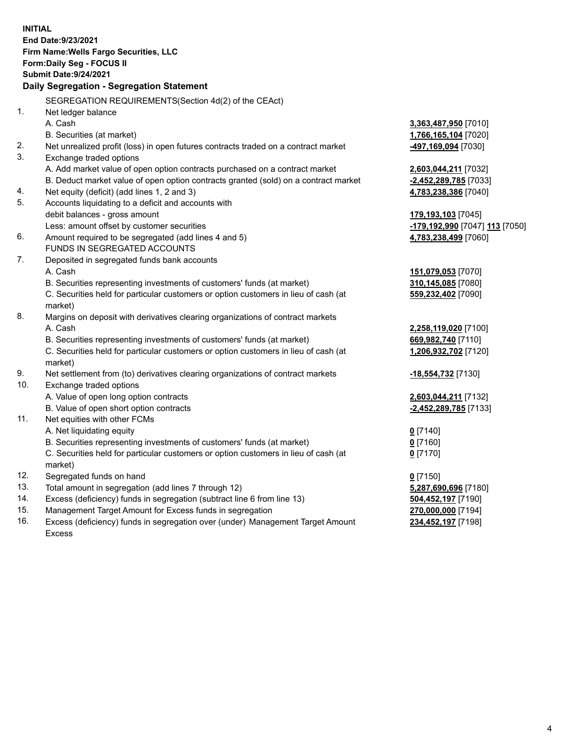**INITIAL**
**End Date:9/23/2021**
**Firm Name:Wells Fargo Securities, LLC**
**Form:Daily Seg - FOCUS II**
**Submit Date:9/24/2021**

**Daily Segregation - Segregation Statement**

SEGREGATION REQUIREMENTS(Section 4d(2) of the CEAct)

| | | |
|---|---|---|
| 1. | Net ledger balance | |
| | A. Cash | **3,363,487,950** [7010] |
| | B. Securities (at market) | **1,766,165,104** [7020] |
| 2. | Net unrealized profit (loss) in open futures contracts traded on a contract market | **-497,169,094** [7030] |
| 3. | Exchange traded options | |
| | A. Add market value of open option contracts purchased on a contract market | **2,603,044,211** [7032] |
| | B. Deduct market value of open option contracts granted (sold) on a contract market | **-2,452,289,785** [7033] |
| 4. | Net equity (deficit) (add lines 1, 2 and 3) | **4,783,238,386** [7040] |
| 5. | Accounts liquidating to a deficit and accounts with debit balances - gross amount | **179,193,103** [7045] |
| | Less: amount offset by customer securities | **-179,192,990** [7047] **113** [7050] |
| 6. | Amount required to be segregated (add lines 4 and 5) | **4,783,238,499** [7060] |
| | FUNDS IN SEGREGATED ACCOUNTS | |
| 7. | Deposited in segregated funds bank accounts | |
| | A. Cash | **151,079,053** [7070] |
| | B. Securities representing investments of customers' funds (at market) | **310,145,085** [7080] |
| | C. Securities held for particular customers or option customers in lieu of cash (at market) | **559,232,402** [7090] |
| 8. | Margins on deposit with derivatives clearing organizations of contract markets | |
| | A. Cash | **2,258,119,020** [7100] |
| | B. Securities representing investments of customers' funds (at market) | **669,982,740** [7110] |
| | C. Securities held for particular customers or option customers in lieu of cash (at market) | **1,206,932,702** [7120] |
| 9. | Net settlement from (to) derivatives clearing organizations of contract markets | **-18,554,732** [7130] |
| 10. | Exchange traded options | |
| | A. Value of open long option contracts | **2,603,044,211** [7132] |
| | B. Value of open short option contracts | **-2,452,289,785** [7133] |
| 11. | Net equities with other FCMs | |
| | A. Net liquidating equity | **0** [7140] |
| | B. Securities representing investments of customers' funds (at market) | **0** [7160] |
| | C. Securities held for particular customers or option customers in lieu of cash (at market) | **0** [7170] |
| 12. | Segregated funds on hand | **0** [7150] |
| 13. | Total amount in segregation (add lines 7 through 12) | **5,287,690,696** [7180] |
| 14. | Excess (deficiency) funds in segregation (subtract line 6 from line 13) | **504,452,197** [7190] |
| 15. | Management Target Amount for Excess funds in segregation | **270,000,000** [7194] |
| 16. | Excess (deficiency) funds in segregation over (under) Management Target Amount Excess | **234,452,197** [7198] |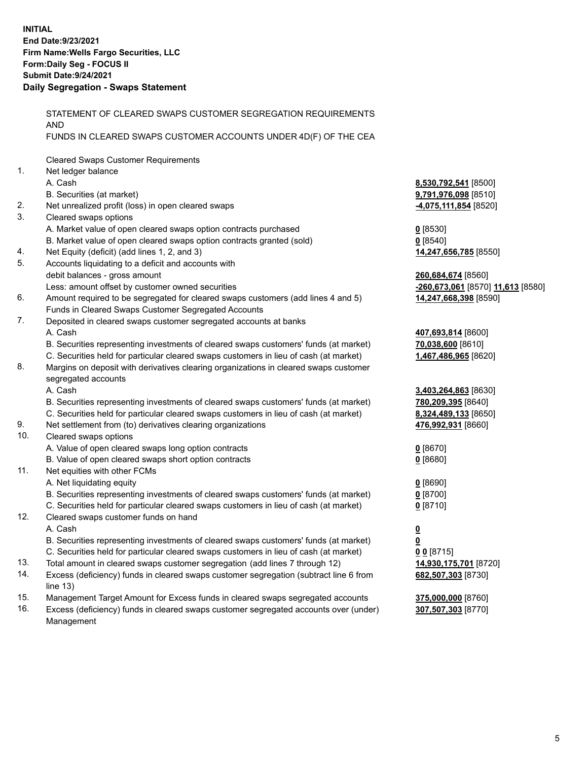**INITIAL**
**End Date:9/23/2021**
**Firm Name:Wells Fargo Securities, LLC**
**Form:Daily Seg - FOCUS II**
**Submit Date:9/24/2021**
**Daily Segregation - Swaps Statement**

STATEMENT OF CLEARED SWAPS CUSTOMER SEGREGATION REQUIREMENTS AND
FUNDS IN CLEARED SWAPS CUSTOMER ACCOUNTS UNDER 4D(F) OF THE CEA

| | | |
|---|---|---|
| | Cleared Swaps Customer Requirements | |
| 1. | Net ledger balance | |
| | A. Cash | **8,530,792,541** [8500] |
| | B. Securities (at market) | **9,791,976,098** [8510] |
| 2. | Net unrealized profit (loss) in open cleared swaps | **-4,075,111,854** [8520] |
| 3. | Cleared swaps options | |
| | A. Market value of open cleared swaps option contracts purchased | **0** [8530] |
| | B. Market value of open cleared swaps option contracts granted (sold) | **0** [8540] |
| 4. | Net Equity (deficit) (add lines 1, 2, and 3) | **14,247,656,785** [8550] |
| 5. | Accounts liquidating to a deficit and accounts with debit balances - gross amount | **260,684,674** [8560] |
| | Less: amount offset by customer owned securities | **-260,673,061** [8570] **11,613** [8580] |
| 6. | Amount required to be segregated for cleared swaps customers (add lines 4 and 5) | **14,247,668,398** [8590] |
| | Funds in Cleared Swaps Customer Segregated Accounts | |
| 7. | Deposited in cleared swaps customer segregated accounts at banks | |
| | A. Cash | **407,693,814** [8600] |
| | B. Securities representing investments of cleared swaps customers' funds (at market) | **70,038,600** [8610] |
| | C. Securities held for particular cleared swaps customers in lieu of cash (at market) | **1,467,486,965** [8620] |
| 8. | Margins on deposit with derivatives clearing organizations in cleared swaps customer segregated accounts | |
| | A. Cash | **3,403,264,863** [8630] |
| | B. Securities representing investments of cleared swaps customers' funds (at market) | **780,209,395** [8640] |
| | C. Securities held for particular cleared swaps customers in lieu of cash (at market) | **8,324,489,133** [8650] |
| 9. | Net settlement from (to) derivatives clearing organizations | **476,992,931** [8660] |
| 10. | Cleared swaps options | |
| | A. Value of open cleared swaps long option contracts | **0** [8670] |
| | B. Value of open cleared swaps short option contracts | **0** [8680] |
| 11. | Net equities with other FCMs | |
| | A. Net liquidating equity | **0** [8690] |
| | B. Securities representing investments of cleared swaps customers' funds (at market) | **0** [8700] |
| | C. Securities held for particular cleared swaps customers in lieu of cash (at market) | **0** [8710] |
| 12. | Cleared swaps customer funds on hand | |
| | A. Cash | **0** |
| | B. Securities representing investments of cleared swaps customers' funds (at market) | **0** |
| | C. Securities held for particular cleared swaps customers in lieu of cash (at market) | **0** **0** [8715] |
| 13. | Total amount in cleared swaps customer segregation (add lines 7 through 12) | **14,930,175,701** [8720] |
| 14. | Excess (deficiency) funds in cleared swaps customer segregation (subtract line 6 from line 13) | **682,507,303** [8730] |
| 15. | Management Target Amount for Excess funds in cleared swaps segregated accounts | **375,000,000** [8760] |
| 16. | Excess (deficiency) funds in cleared swaps customer segregated accounts over (under) Management | **307,507,303** [8770] |